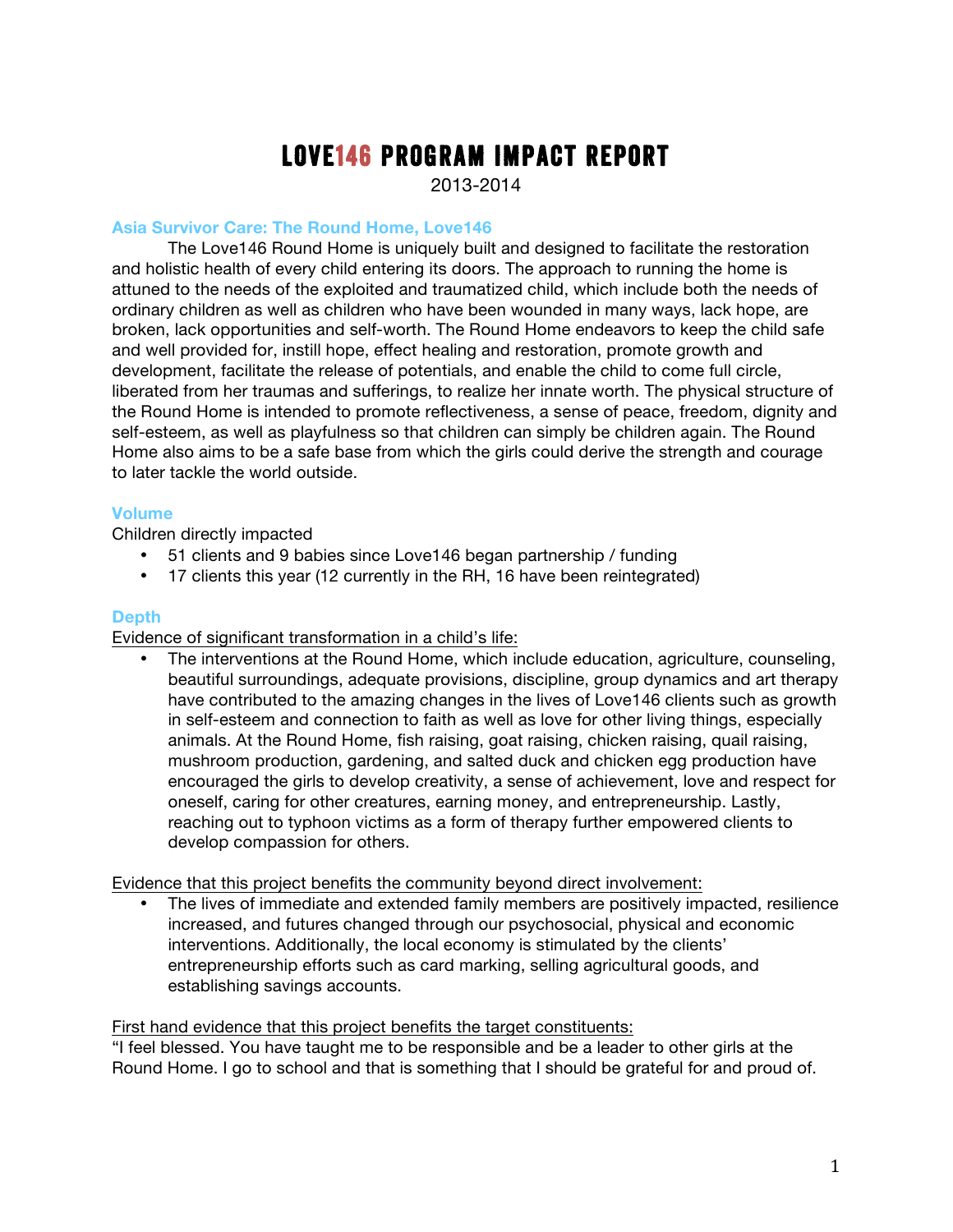# LOVE146 PROGRAM IMPACT REPORT

2013-2014

### Asia Survivor Care: The Round Home, Love146

The Love146 Round Home is uniquely built and designed to facilitate the restoration and holistic health of every child entering its doors. The approach to running the home is attuned to the needs of the exploited and traumatized child, which include both the needs of ordinary children as well as children who have been wounded in many ways, lack hope, are broken, lack opportunities and self-worth. The Round Home endeavors to keep the child safe and well provided for, instill hope, effect healing and restoration, promote growth and development, facilitate the release of potentials, and enable the child to come full circle, liberated from her traumas and sufferings, to realize her innate worth. The physical structure of the Round Home is intended to promote reflectiveness, a sense of peace, freedom, dignity and self-esteem, as well as playfulness so that children can simply be children again. The Round Home also aims to be a safe base from which the girls could derive the strength and courage to later tackle the world outside.

### Volume

Children directly impacted

- 51 clients and 9 babies since Love146 began partnership / funding
- 17 clients this year (12 currently in the RH, 16 have been reintegrated)

### Depth

<u>Evidence of significant transformation in a child's life:</u>

- The interventions at the Round Home, which include education, agriculture, counseling, beautiful surroundings, adequate provisions, discipline, group dynamics and art therapy have contributed to the amazing changes in the lives of Love146 clients such as growth in self-esteem and connection to faith as well as love for other living things, especially animals. At the Round Home, fish raising, goat raising, chicken raising, quail raising, mushroom production, gardening, and salted duck and chicken egg production have encouraged the girls to develop creativity, a sense of achievement, love and respect for oneself, caring for other creatures, earning money, and entrepreneurship. Lastly, reaching out to typhoon victims as a form of therapy further empowered clients to develop compassion for others.

<u>Evidence that this project benefits the community beyond direct involvement:</u>

- The lives of immediate and extended family members are positively impacted, resilience increased, and futures changed through our psychosocial, physical and economic interventions. Additionally, the local economy is stimulated by the clients' entrepreneurship efforts such as card marking, selling agricultural goods, and establishing savings accounts.

<u>First hand evidence that this project benefits the target constituents:</u>

"I feel blessed. You have taught me to be responsible and be a leader to other girls at the Round Home. I go to school and that is something that I should be grateful for and proud of.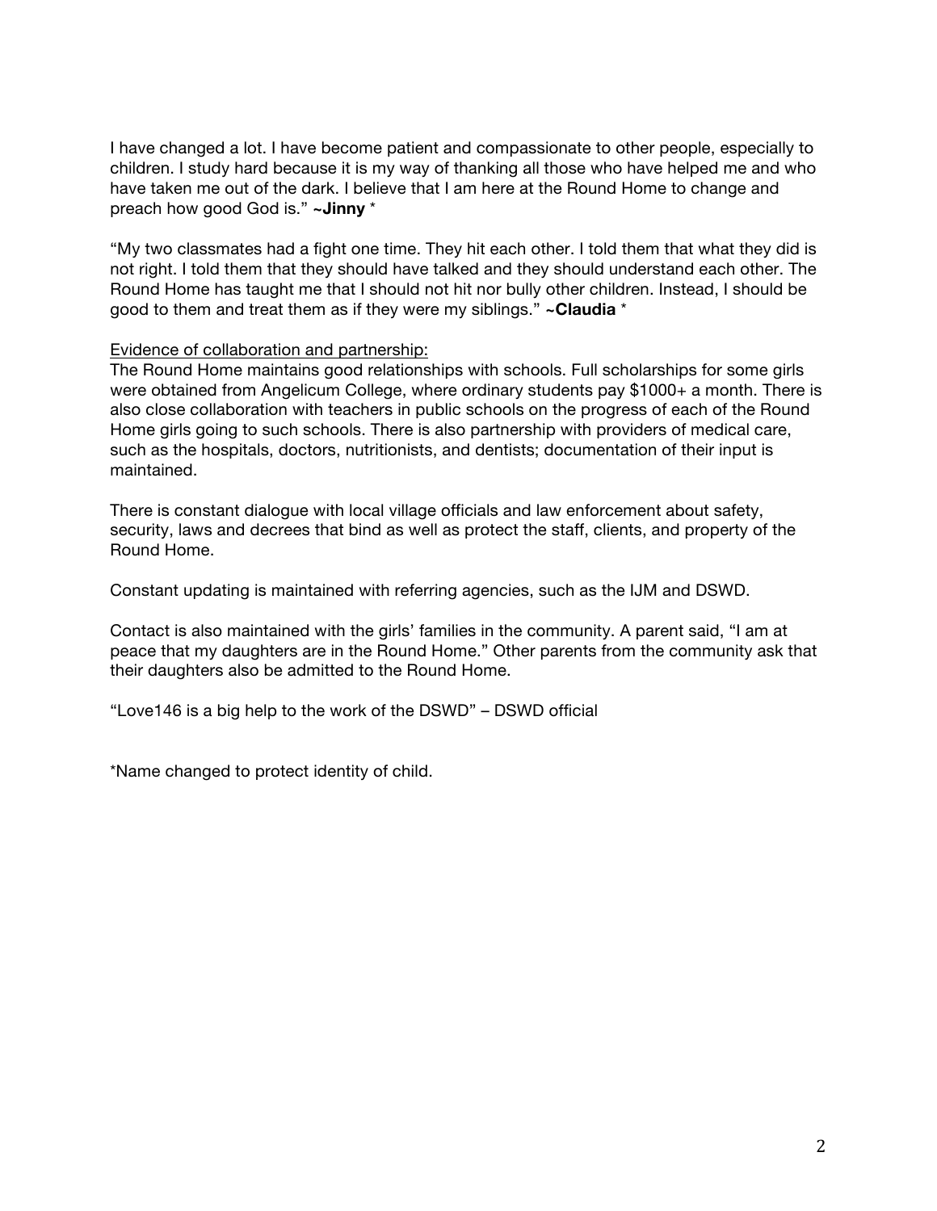I have changed a lot. I have become patient and compassionate to other people, especially to children. I study hard because it is my way of thanking all those who have helped me and who have taken me out of the dark. I believe that I am here at the Round Home to change and preach how good God is." ~**Jinny** *

"My two classmates had a fight one time. They hit each other. I told them that what they did is not right. I told them that they should have talked and they should understand each other. The Round Home has taught me that I should not hit nor bully other children. Instead, I should be good to them and treat them as if they were my siblings." ~**Claudia** *

<u>Evidence of collaboration and partnership:</u>
The Round Home maintains good relationships with schools. Full scholarships for some girls were obtained from Angelicum College, where ordinary students pay $1000+ a month. There is also close collaboration with teachers in public schools on the progress of each of the Round Home girls going to such schools. There is also partnership with providers of medical care, such as the hospitals, doctors, nutritionists, and dentists; documentation of their input is maintained.

There is constant dialogue with local village officials and law enforcement about safety, security, laws and decrees that bind as well as protect the staff, clients, and property of the Round Home.

Constant updating is maintained with referring agencies, such as the IJM and DSWD.

Contact is also maintained with the girls' families in the community. A parent said, "I am at peace that my daughters are in the Round Home." Other parents from the community ask that their daughters also be admitted to the Round Home.

"Love146 is a big help to the work of the DSWD" – DSWD official

*Name changed to protect identity of child.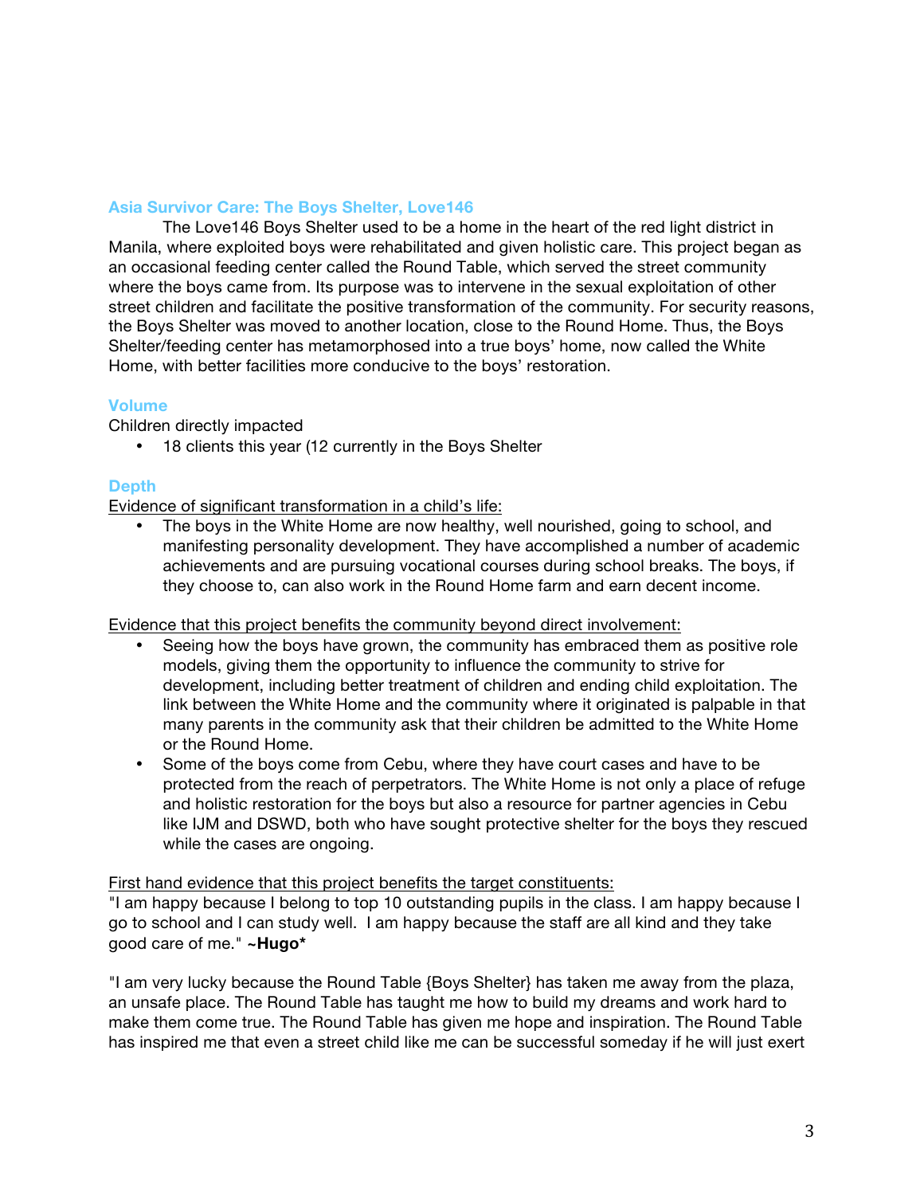### Asia Survivor Care: The Boys Shelter, Love146

The Love146 Boys Shelter used to be a home in the heart of the red light district in Manila, where exploited boys were rehabilitated and given holistic care. This project began as an occasional feeding center called the Round Table, which served the street community where the boys came from. Its purpose was to intervene in the sexual exploitation of other street children and facilitate the positive transformation of the community. For security reasons, the Boys Shelter was moved to another location, close to the Round Home. Thus, the Boys Shelter/feeding center has metamorphosed into a true boys' home, now called the White Home, with better facilities more conducive to the boys' restoration.

### Volume

Children directly impacted

- 18 clients this year (12 currently in the Boys Shelter

### Depth

Evidence of significant transformation in a child's life:

- The boys in the White Home are now healthy, well nourished, going to school, and manifesting personality development. They have accomplished a number of academic achievements and are pursuing vocational courses during school breaks. The boys, if they choose to, can also work in the Round Home farm and earn decent income.

Evidence that this project benefits the community beyond direct involvement:

- Seeing how the boys have grown, the community has embraced them as positive role models, giving them the opportunity to influence the community to strive for development, including better treatment of children and ending child exploitation. The link between the White Home and the community where it originated is palpable in that many parents in the community ask that their children be admitted to the White Home or the Round Home.
- Some of the boys come from Cebu, where they have court cases and have to be protected from the reach of perpetrators. The White Home is not only a place of refuge and holistic restoration for the boys but also a resource for partner agencies in Cebu like IJM and DSWD, both who have sought protective shelter for the boys they rescued while the cases are ongoing.

First hand evidence that this project benefits the target constituents:

"I am happy because I belong to top 10 outstanding pupils in the class. I am happy because I go to school and I can study well. I am happy because the staff are all kind and they take good care of me." **~Hugo***

"I am very lucky because the Round Table {Boys Shelter} has taken me away from the plaza, an unsafe place. The Round Table has taught me how to build my dreams and work hard to make them come true. The Round Table has given me hope and inspiration. The Round Table has inspired me that even a street child like me can be successful someday if he will just exert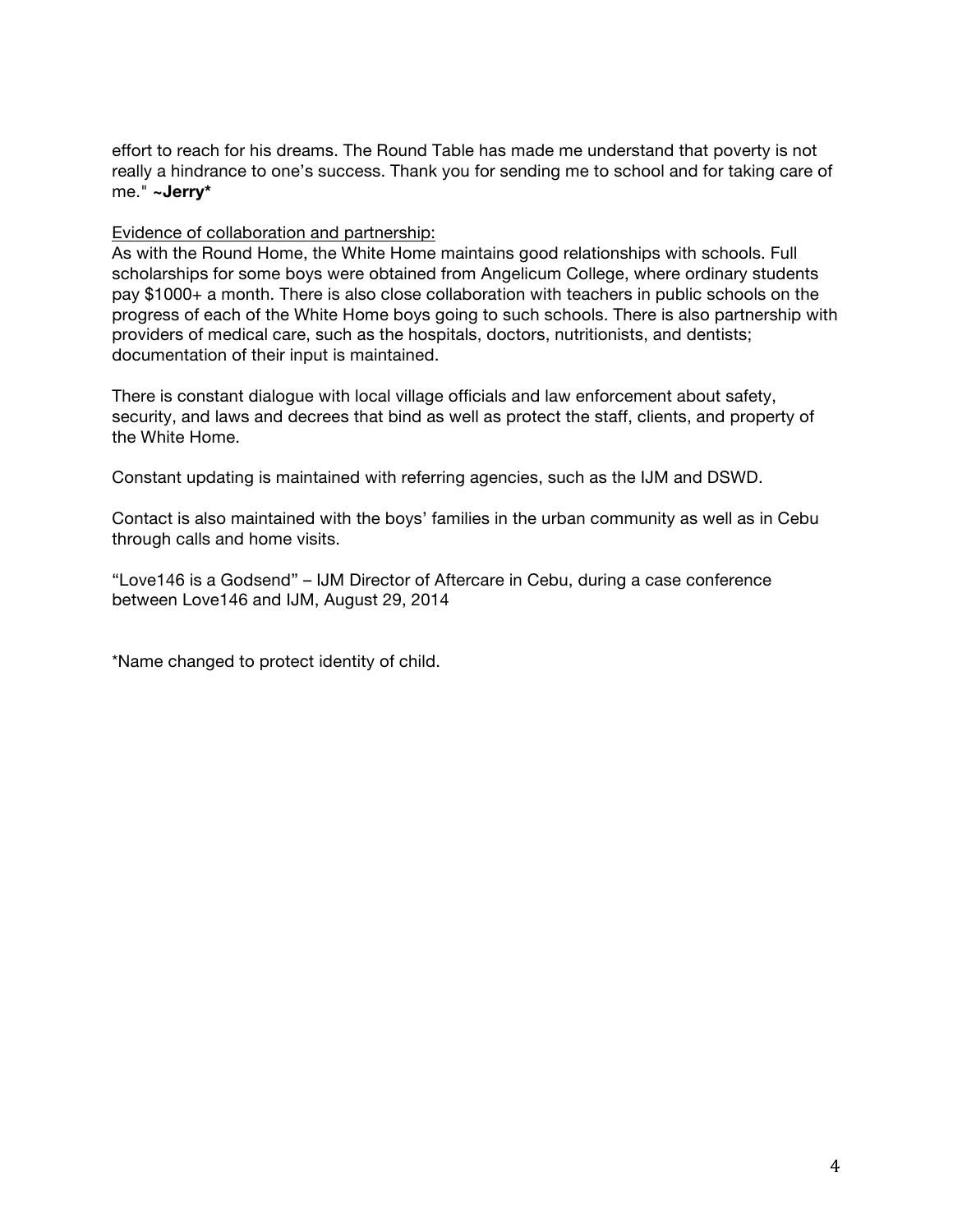effort to reach for his dreams. The Round Table has made me understand that poverty is not really a hindrance to one's success. Thank you for sending me to school and for taking care of me." **~Jerry***

Evidence of collaboration and partnership:

As with the Round Home, the White Home maintains good relationships with schools. Full scholarships for some boys were obtained from Angelicum College, where ordinary students pay $1000+ a month. There is also close collaboration with teachers in public schools on the progress of each of the White Home boys going to such schools. There is also partnership with providers of medical care, such as the hospitals, doctors, nutritionists, and dentists; documentation of their input is maintained.

There is constant dialogue with local village officials and law enforcement about safety, security, and laws and decrees that bind as well as protect the staff, clients, and property of the White Home.

Constant updating is maintained with referring agencies, such as the IJM and DSWD.

Contact is also maintained with the boys' families in the urban community as well as in Cebu through calls and home visits.

"Love146 is a Godsend" – IJM Director of Aftercare in Cebu, during a case conference between Love146 and IJM, August 29, 2014

*Name changed to protect identity of child.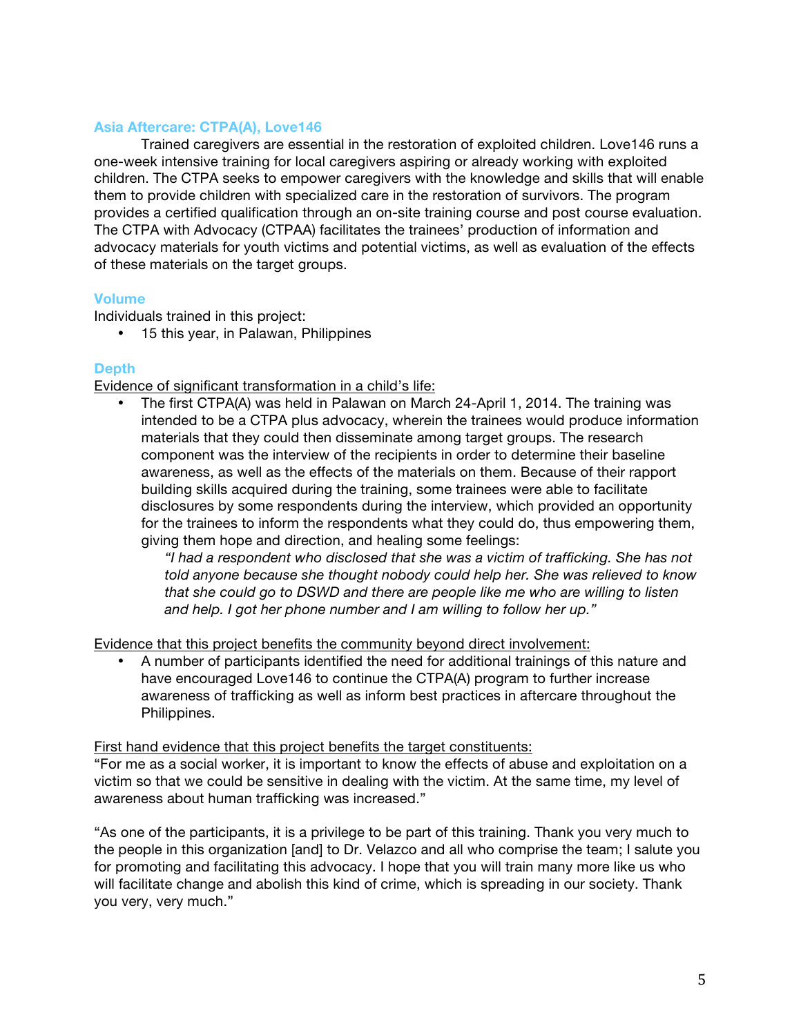### Asia Aftercare: CTPA(A), Love146

Trained caregivers are essential in the restoration of exploited children. Love146 runs a one-week intensive training for local caregivers aspiring or already working with exploited children. The CTPA seeks to empower caregivers with the knowledge and skills that will enable them to provide children with specialized care in the restoration of survivors. The program provides a certified qualification through an on-site training course and post course evaluation. The CTPA with Advocacy (CTPAA) facilitates the trainees' production of information and advocacy materials for youth victims and potential victims, as well as evaluation of the effects of these materials on the target groups.

### Volume

Individuals trained in this project:

- 15 this year, in Palawan, Philippines

### Depth

<u>Evidence of significant transformation in a child's life:</u>

- The first CTPA(A) was held in Palawan on March 24-April 1, 2014. The training was intended to be a CTPA plus advocacy, wherein the trainees would produce information materials that they could then disseminate among target groups. The research component was the interview of the recipients in order to determine their baseline awareness, as well as the effects of the materials on them. Because of their rapport building skills acquired during the training, some trainees were able to facilitate disclosures by some respondents during the interview, which provided an opportunity for the trainees to inform the respondents what they could do, thus empowering them, giving them hope and direction, and healing some feelings:

  *"I had a respondent who disclosed that she was a victim of trafficking. She has not told anyone because she thought nobody could help her. She was relieved to know that she could go to DSWD and there are people like me who are willing to listen and help. I got her phone number and I am willing to follow her up."*

<u>Evidence that this project benefits the community beyond direct involvement:</u>

- A number of participants identified the need for additional trainings of this nature and have encouraged Love146 to continue the CTPA(A) program to further increase awareness of trafficking as well as inform best practices in aftercare throughout the Philippines.

<u>First hand evidence that this project benefits the target constituents:</u>

"For me as a social worker, it is important to know the effects of abuse and exploitation on a victim so that we could be sensitive in dealing with the victim. At the same time, my level of awareness about human trafficking was increased."

"As one of the participants, it is a privilege to be part of this training. Thank you very much to the people in this organization [and] to Dr. Velazco and all who comprise the team; I salute you for promoting and facilitating this advocacy. I hope that you will train many more like us who will facilitate change and abolish this kind of crime, which is spreading in our society. Thank you very, very much."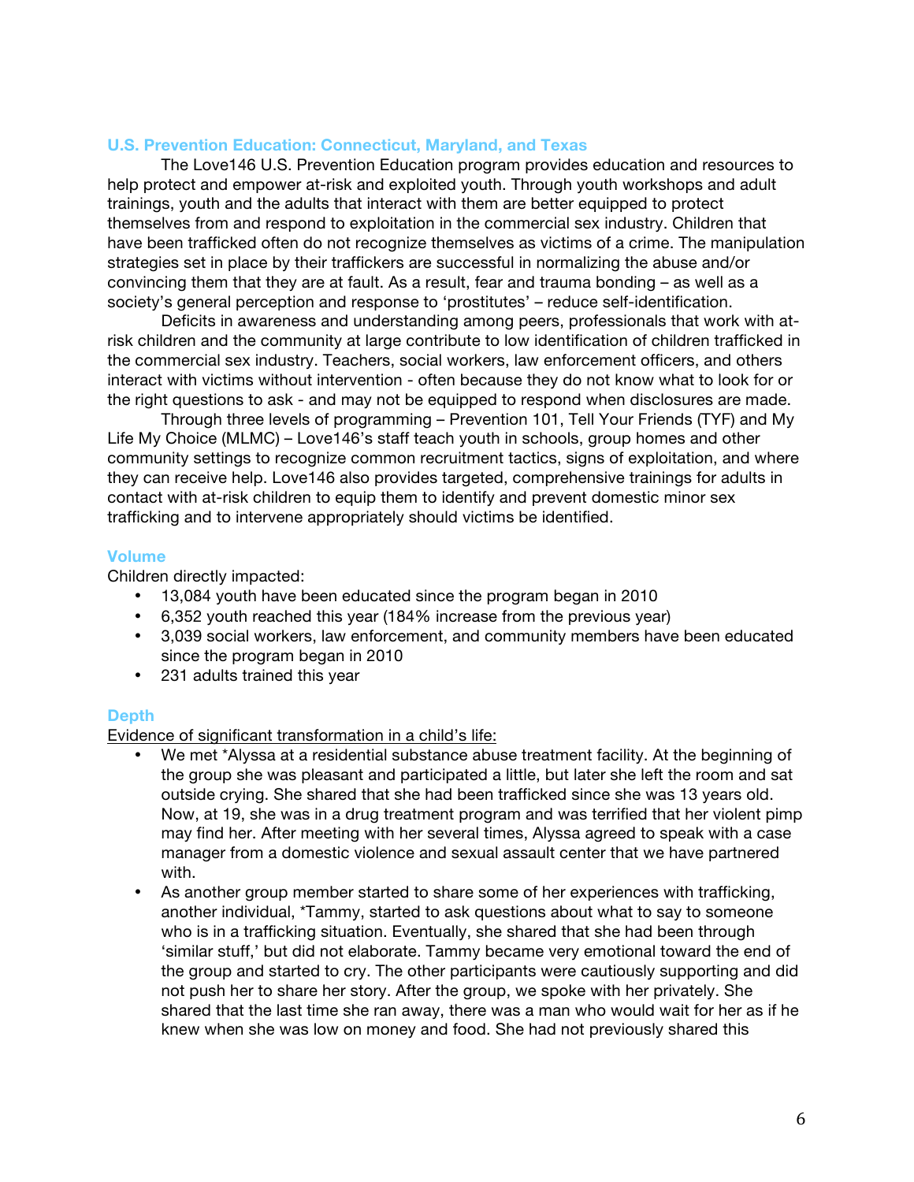### U.S. Prevention Education: Connecticut, Maryland, and Texas

The Love146 U.S. Prevention Education program provides education and resources to help protect and empower at-risk and exploited youth. Through youth workshops and adult trainings, youth and the adults that interact with them are better equipped to protect themselves from and respond to exploitation in the commercial sex industry. Children that have been trafficked often do not recognize themselves as victims of a crime. The manipulation strategies set in place by their traffickers are successful in normalizing the abuse and/or convincing them that they are at fault. As a result, fear and trauma bonding – as well as a society's general perception and response to 'prostitutes' – reduce self-identification.

Deficits in awareness and understanding among peers, professionals that work with at-risk children and the community at large contribute to low identification of children trafficked in the commercial sex industry. Teachers, social workers, law enforcement officers, and others interact with victims without intervention - often because they do not know what to look for or the right questions to ask - and may not be equipped to respond when disclosures are made.

Through three levels of programming – Prevention 101, Tell Your Friends (TYF) and My Life My Choice (MLMC) – Love146's staff teach youth in schools, group homes and other community settings to recognize common recruitment tactics, signs of exploitation, and where they can receive help. Love146 also provides targeted, comprehensive trainings for adults in contact with at-risk children to equip them to identify and prevent domestic minor sex trafficking and to intervene appropriately should victims be identified.

### Volume

Children directly impacted:

- 13,084 youth have been educated since the program began in 2010
- 6,352 youth reached this year (184% increase from the previous year)
- 3,039 social workers, law enforcement, and community members have been educated since the program began in 2010
- 231 adults trained this year

### Depth

<u>Evidence of significant transformation in a child's life:</u>

- We met *Alyssa at a residential substance abuse treatment facility. At the beginning of the group she was pleasant and participated a little, but later she left the room and sat outside crying. She shared that she had been trafficked since she was 13 years old. Now, at 19, she was in a drug treatment program and was terrified that her violent pimp may find her. After meeting with her several times, Alyssa agreed to speak with a case manager from a domestic violence and sexual assault center that we have partnered with.
- As another group member started to share some of her experiences with trafficking, another individual, *Tammy, started to ask questions about what to say to someone who is in a trafficking situation. Eventually, she shared that she had been through 'similar stuff,' but did not elaborate. Tammy became very emotional toward the end of the group and started to cry. The other participants were cautiously supporting and did not push her to share her story. After the group, we spoke with her privately. She shared that the last time she ran away, there was a man who would wait for her as if he knew when she was low on money and food. She had not previously shared this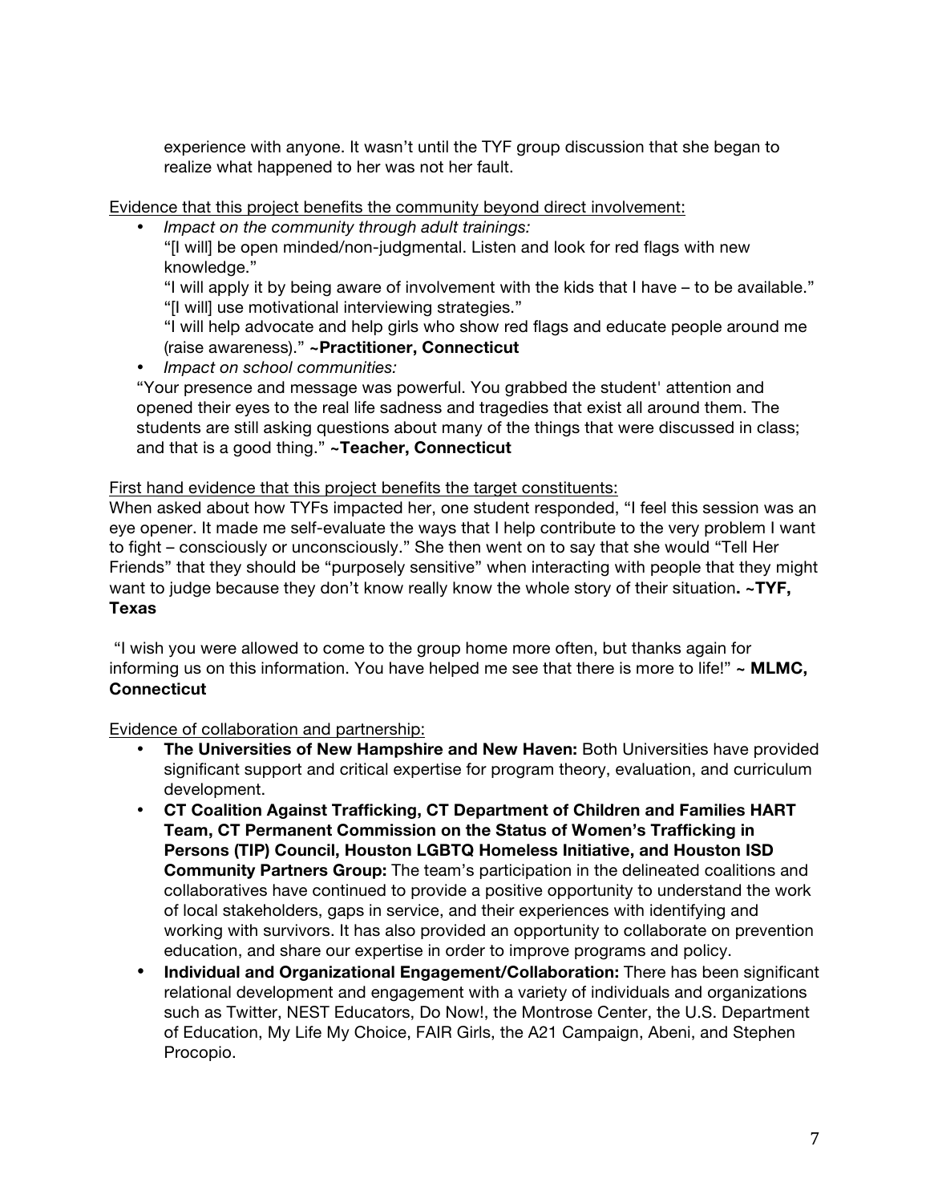experience with anyone. It wasn't until the TYF group discussion that she began to realize what happened to her was not her fault.

<u>Evidence that this project benefits the community beyond direct involvement:</u>

- *Impact on the community through adult trainings:*

  "[I will] be open minded/non-judgmental. Listen and look for red flags with new knowledge."

  "I will apply it by being aware of involvement with the kids that I have – to be available."

  "[I will] use motivational interviewing strategies."

  "I will help advocate and help girls who show red flags and educate people around me (raise awareness)." **~Practitioner, Connecticut**

- *Impact on school communities:*

  "Your presence and message was powerful. You grabbed the student' attention and opened their eyes to the real life sadness and tragedies that exist all around them. The students are still asking questions about many of the things that were discussed in class; and that is a good thing." **~Teacher, Connecticut**

<u>First hand evidence that this project benefits the target constituents:</u>

When asked about how TYFs impacted her, one student responded, "I feel this session was an eye opener. It made me self-evaluate the ways that I help contribute to the very problem I want to fight – consciously or unconsciously." She then went on to say that she would "Tell Her Friends" that they should be "purposely sensitive" when interacting with people that they might want to judge because they don't know really know the whole story of their situation**. ~TYF, Texas**

"I wish you were allowed to come to the group home more often, but thanks again for informing us on this information. You have helped me see that there is more to life!" ~ **MLMC, Connecticut**

<u>Evidence of collaboration and partnership:</u>

- **The Universities of New Hampshire and New Haven:** Both Universities have provided significant support and critical expertise for program theory, evaluation, and curriculum development.
- **CT Coalition Against Trafficking, CT Department of Children and Families HART Team, CT Permanent Commission on the Status of Women's Trafficking in Persons (TIP) Council, Houston LGBTQ Homeless Initiative, and Houston ISD Community Partners Group:** The team's participation in the delineated coalitions and collaboratives have continued to provide a positive opportunity to understand the work of local stakeholders, gaps in service, and their experiences with identifying and working with survivors. It has also provided an opportunity to collaborate on prevention education, and share our expertise in order to improve programs and policy.
- **Individual and Organizational Engagement/Collaboration:** There has been significant relational development and engagement with a variety of individuals and organizations such as Twitter, NEST Educators, Do Now!, the Montrose Center, the U.S. Department of Education, My Life My Choice, FAIR Girls, the A21 Campaign, Abeni, and Stephen Procopio.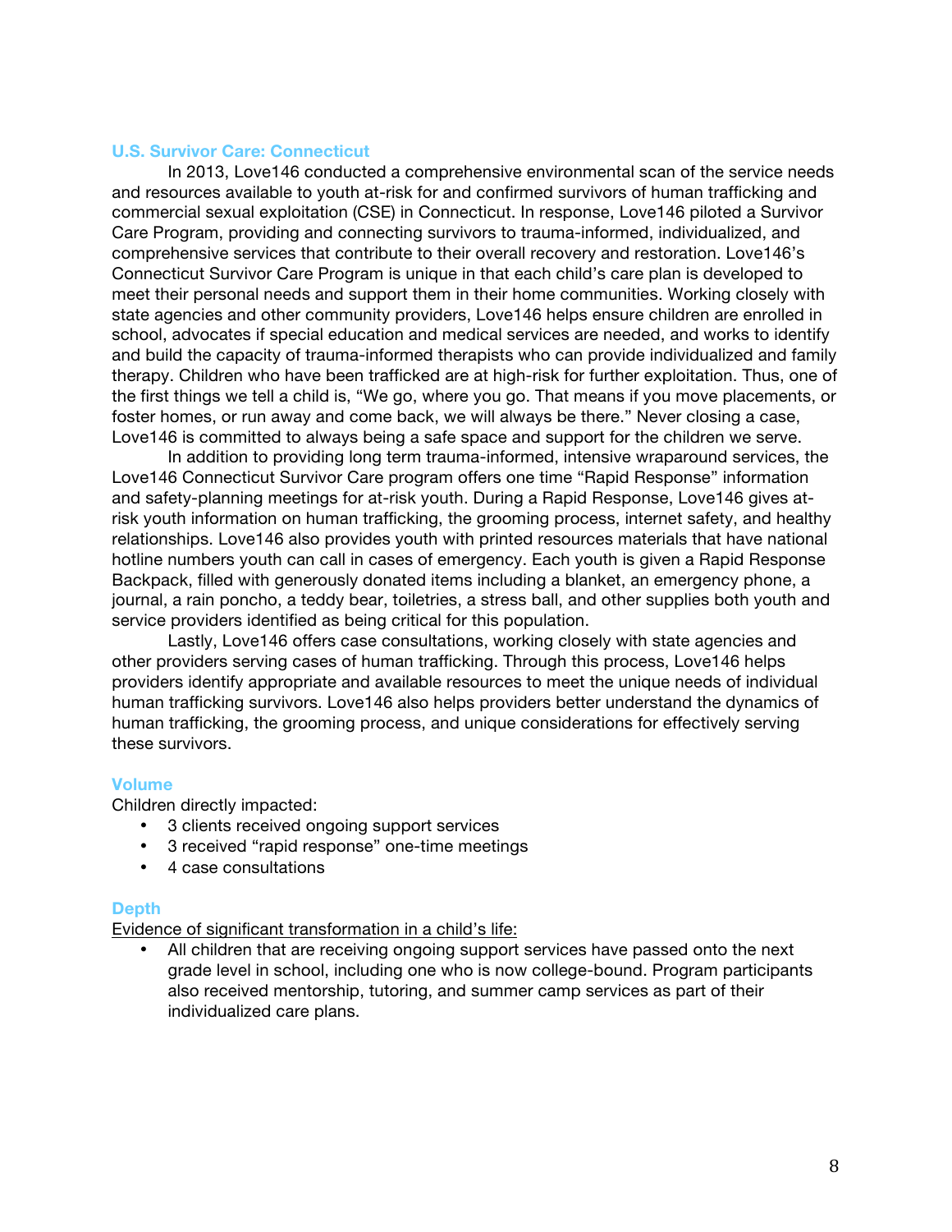## U.S. Survivor Care: Connecticut

In 2013, Love146 conducted a comprehensive environmental scan of the service needs and resources available to youth at-risk for and confirmed survivors of human trafficking and commercial sexual exploitation (CSE) in Connecticut. In response, Love146 piloted a Survivor Care Program, providing and connecting survivors to trauma-informed, individualized, and comprehensive services that contribute to their overall recovery and restoration. Love146's Connecticut Survivor Care Program is unique in that each child's care plan is developed to meet their personal needs and support them in their home communities. Working closely with state agencies and other community providers, Love146 helps ensure children are enrolled in school, advocates if special education and medical services are needed, and works to identify and build the capacity of trauma-informed therapists who can provide individualized and family therapy. Children who have been trafficked are at high-risk for further exploitation. Thus, one of the first things we tell a child is, "We go, where you go. That means if you move placements, or foster homes, or run away and come back, we will always be there." Never closing a case, Love146 is committed to always being a safe space and support for the children we serve.

In addition to providing long term trauma-informed, intensive wraparound services, the Love146 Connecticut Survivor Care program offers one time "Rapid Response" information and safety-planning meetings for at-risk youth. During a Rapid Response, Love146 gives at-risk youth information on human trafficking, the grooming process, internet safety, and healthy relationships. Love146 also provides youth with printed resources materials that have national hotline numbers youth can call in cases of emergency. Each youth is given a Rapid Response Backpack, filled with generously donated items including a blanket, an emergency phone, a journal, a rain poncho, a teddy bear, toiletries, a stress ball, and other supplies both youth and service providers identified as being critical for this population.

Lastly, Love146 offers case consultations, working closely with state agencies and other providers serving cases of human trafficking. Through this process, Love146 helps providers identify appropriate and available resources to meet the unique needs of individual human trafficking survivors. Love146 also helps providers better understand the dynamics of human trafficking, the grooming process, and unique considerations for effectively serving these survivors.

### Volume

Children directly impacted:

- 3 clients received ongoing support services
- 3 received "rapid response" one-time meetings
- 4 case consultations

### Depth

Evidence of significant transformation in a child's life:

- All children that are receiving ongoing support services have passed onto the next grade level in school, including one who is now college-bound. Program participants also received mentorship, tutoring, and summer camp services as part of their individualized care plans.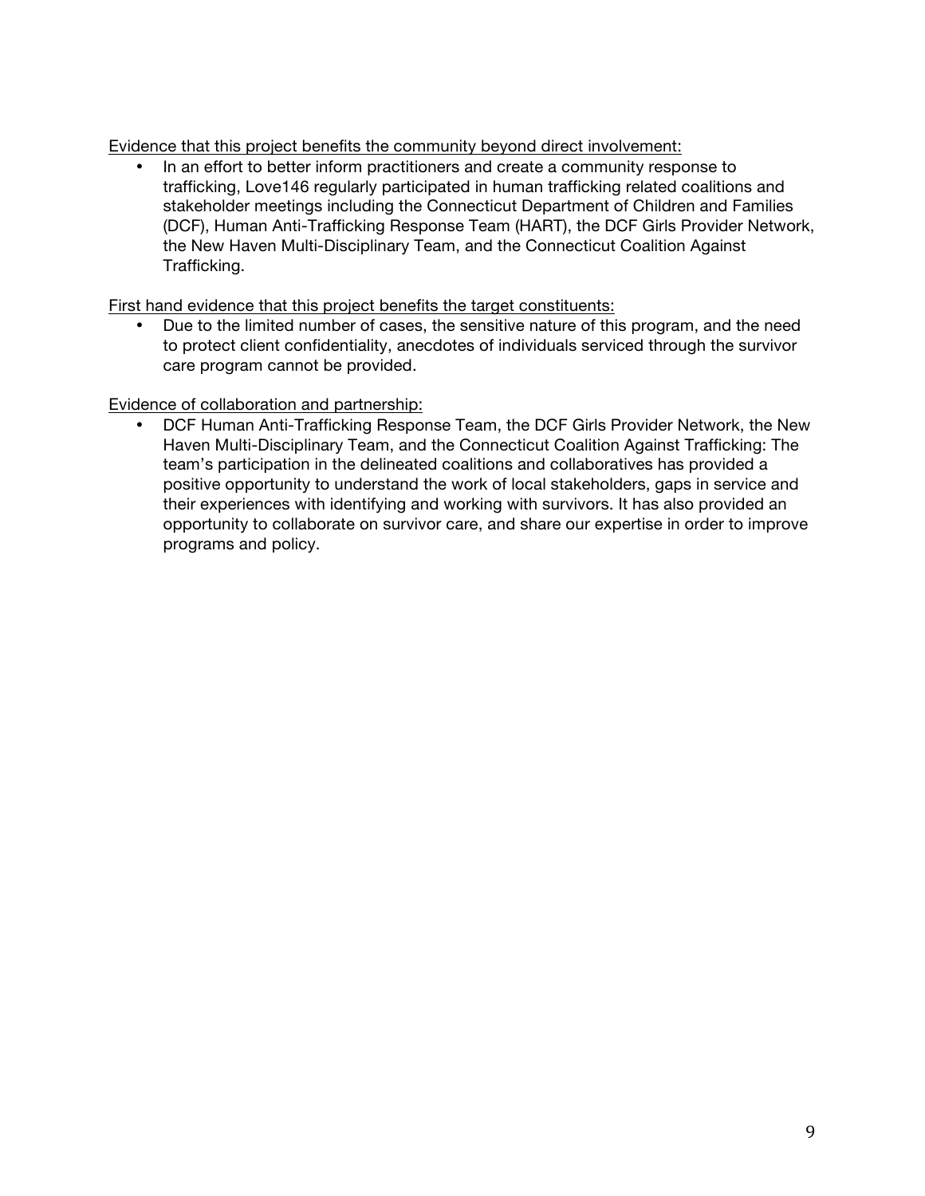Evidence that this project benefits the community beyond direct involvement:

- In an effort to better inform practitioners and create a community response to trafficking, Love146 regularly participated in human trafficking related coalitions and stakeholder meetings including the Connecticut Department of Children and Families (DCF), Human Anti-Trafficking Response Team (HART), the DCF Girls Provider Network, the New Haven Multi-Disciplinary Team, and the Connecticut Coalition Against Trafficking.

First hand evidence that this project benefits the target constituents:

- Due to the limited number of cases, the sensitive nature of this program, and the need to protect client confidentiality, anecdotes of individuals serviced through the survivor care program cannot be provided.

Evidence of collaboration and partnership:

- DCF Human Anti-Trafficking Response Team, the DCF Girls Provider Network, the New Haven Multi-Disciplinary Team, and the Connecticut Coalition Against Trafficking: The team's participation in the delineated coalitions and collaboratives has provided a positive opportunity to understand the work of local stakeholders, gaps in service and their experiences with identifying and working with survivors. It has also provided an opportunity to collaborate on survivor care, and share our expertise in order to improve programs and policy.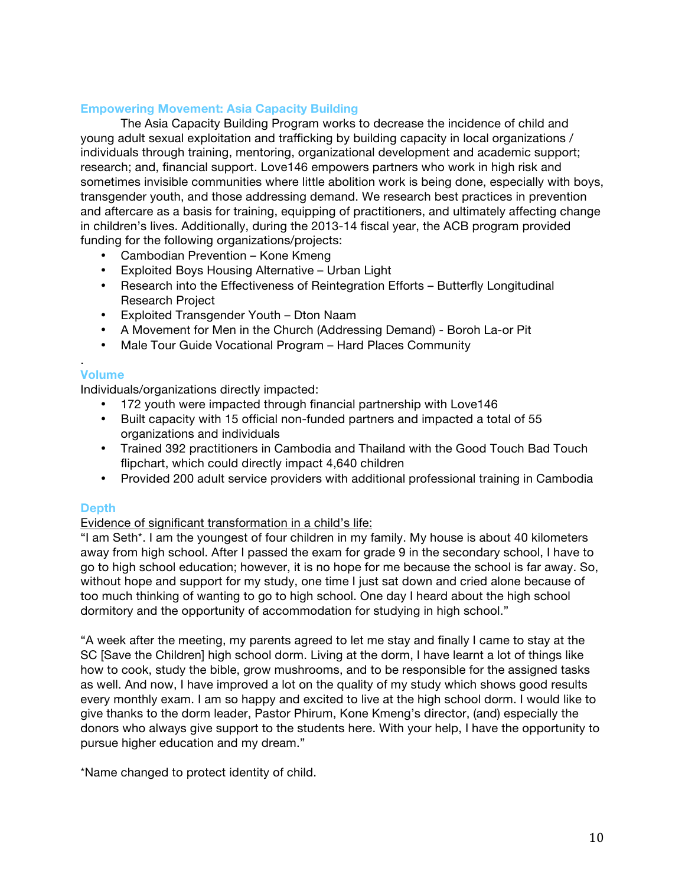## Empowering Movement: Asia Capacity Building

The Asia Capacity Building Program works to decrease the incidence of child and young adult sexual exploitation and trafficking by building capacity in local organizations / individuals through training, mentoring, organizational development and academic support; research; and, financial support. Love146 empowers partners who work in high risk and sometimes invisible communities where little abolition work is being done, especially with boys, transgender youth, and those addressing demand. We research best practices in prevention and aftercare as a basis for training, equipping of practitioners, and ultimately affecting change in children's lives. Additionally, during the 2013-14 fiscal year, the ACB program provided funding for the following organizations/projects:

- Cambodian Prevention – Kone Kmeng
- Exploited Boys Housing Alternative – Urban Light
- Research into the Effectiveness of Reintegration Efforts – Butterfly Longitudinal Research Project
- Exploited Transgender Youth – Dton Naam
- A Movement for Men in the Church (Addressing Demand) - Boroh La-or Pit
- Male Tour Guide Vocational Program – Hard Places Community

.

## Volume

Individuals/organizations directly impacted:

- 172 youth were impacted through financial partnership with Love146
- Built capacity with 15 official non-funded partners and impacted a total of 55 organizations and individuals
- Trained 392 practitioners in Cambodia and Thailand with the Good Touch Bad Touch flipchart, which could directly impact 4,640 children
- Provided 200 adult service providers with additional professional training in Cambodia

## Depth

<u>Evidence of significant transformation in a child's life:</u>

"I am Seth*. I am the youngest of four children in my family. My house is about 40 kilometers away from high school. After I passed the exam for grade 9 in the secondary school, I have to go to high school education; however, it is no hope for me because the school is far away. So, without hope and support for my study, one time I just sat down and cried alone because of too much thinking of wanting to go to high school. One day I heard about the high school dormitory and the opportunity of accommodation for studying in high school."

"A week after the meeting, my parents agreed to let me stay and finally I came to stay at the SC [Save the Children] high school dorm. Living at the dorm, I have learnt a lot of things like how to cook, study the bible, grow mushrooms, and to be responsible for the assigned tasks as well. And now, I have improved a lot on the quality of my study which shows good results every monthly exam. I am so happy and excited to live at the high school dorm. I would like to give thanks to the dorm leader, Pastor Phirum, Kone Kmeng's director, (and) especially the donors who always give support to the students here. With your help, I have the opportunity to pursue higher education and my dream."

*Name changed to protect identity of child.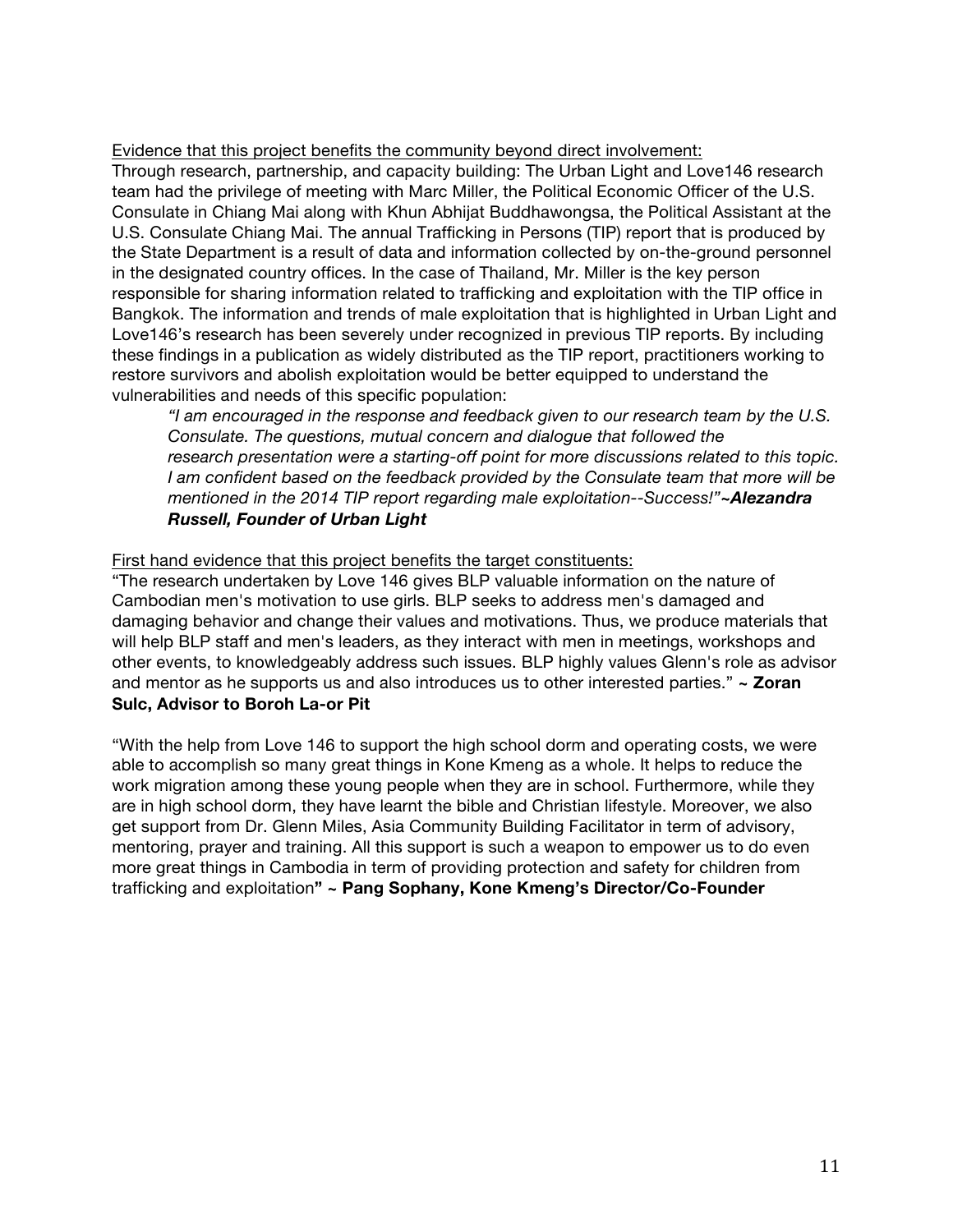<u>Evidence that this project benefits the community beyond direct involvement:</u>
Through research, partnership, and capacity building: The Urban Light and Love146 research team had the privilege of meeting with Marc Miller, the Political Economic Officer of the U.S. Consulate in Chiang Mai along with Khun Abhijat Buddhawongsa, the Political Assistant at the U.S. Consulate Chiang Mai. The annual Trafficking in Persons (TIP) report that is produced by the State Department is a result of data and information collected by on-the-ground personnel in the designated country offices. In the case of Thailand, Mr. Miller is the key person responsible for sharing information related to trafficking and exploitation with the TIP office in Bangkok. The information and trends of male exploitation that is highlighted in Urban Light and Love146's research has been severely under recognized in previous TIP reports. By including these findings in a publication as widely distributed as the TIP report, practitioners working to restore survivors and abolish exploitation would be better equipped to understand the vulnerabilities and needs of this specific population:

> *"I am encouraged in the response and feedback given to our research team by the U.S. Consulate. The questions, mutual concern and dialogue that followed the research presentation were a starting-off point for more discussions related to this topic. I am confident based on the feedback provided by the Consulate team that more will be mentioned in the 2014 TIP report regarding male exploitation--Success!"~**Alezandra Russell, Founder of Urban Light***

<u>First hand evidence that this project benefits the target constituents:</u>
"The research undertaken by Love 146 gives BLP valuable information on the nature of Cambodian men's motivation to use girls. BLP seeks to address men's damaged and damaging behavior and change their values and motivations. Thus, we produce materials that will help BLP staff and men's leaders, as they interact with men in meetings, workshops and other events, to knowledgeably address such issues. BLP highly values Glenn's role as advisor and mentor as he supports us and also introduces us to other interested parties." ~ **Zoran Sulc, Advisor to Boroh La-or Pit**

"With the help from Love 146 to support the high school dorm and operating costs, we were able to accomplish so many great things in Kone Kmeng as a whole. It helps to reduce the work migration among these young people when they are in school. Furthermore, while they are in high school dorm, they have learnt the bible and Christian lifestyle. Moreover, we also get support from Dr. Glenn Miles, Asia Community Building Facilitator in term of advisory, mentoring, prayer and training. All this support is such a weapon to empower us to do even more great things in Cambodia in term of providing protection and safety for children from trafficking and exploitation**" ~ Pang Sophany, Kone Kmeng's Director/Co-Founder**